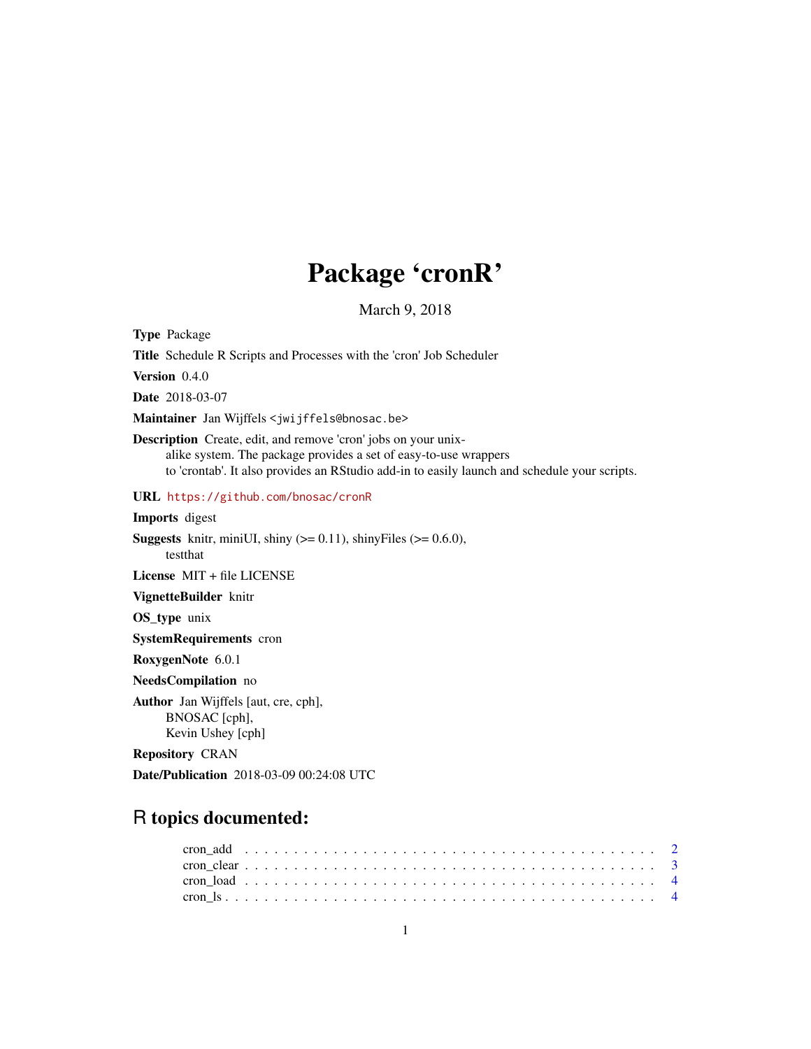# Package 'cronR'

March 9, 2018

**Type** Package

**Title** Schedule R Scripts and Processes with the 'cron' Job Scheduler

**Version** 0.4.0

**Date** 2018-03-07

**Maintainer** Jan Wijffels <jwijffels@bnosac.be>

**Description** Create, edit, and remove 'cron' jobs on your unix-alike system. The package provides a set of easy-to-use wrappers to 'crontab'. It also provides an RStudio add-in to easily launch and schedule your scripts.

**URL** https://github.com/bnosac/cronR

**Imports** digest

**Suggests** knitr, miniUI, shiny (>= 0.11), shinyFiles (>= 0.6.0), testthat

**License** MIT + file LICENSE

**VignetteBuilder** knitr

**OS_type** unix

**SystemRequirements** cron

**RoxygenNote** 6.0.1

**NeedsCompilation** no

**Author** Jan Wijffels [aut, cre, cph], BNOSAC [cph], Kevin Ushey [cph]

**Repository** CRAN

**Date/Publication** 2018-03-09 00:24:08 UTC

## R topics documented:

cron_add . . . . . . . . . . . . . . . . . . . . . . . . . . . . . . . . . . . . . . . . 2
cron_clear . . . . . . . . . . . . . . . . . . . . . . . . . . . . . . . . . . . . . . . 3
cron_load . . . . . . . . . . . . . . . . . . . . . . . . . . . . . . . . . . . . . . . 4
cron_ls . . . . . . . . . . . . . . . . . . . . . . . . . . . . . . . . . . . . . . . . . 4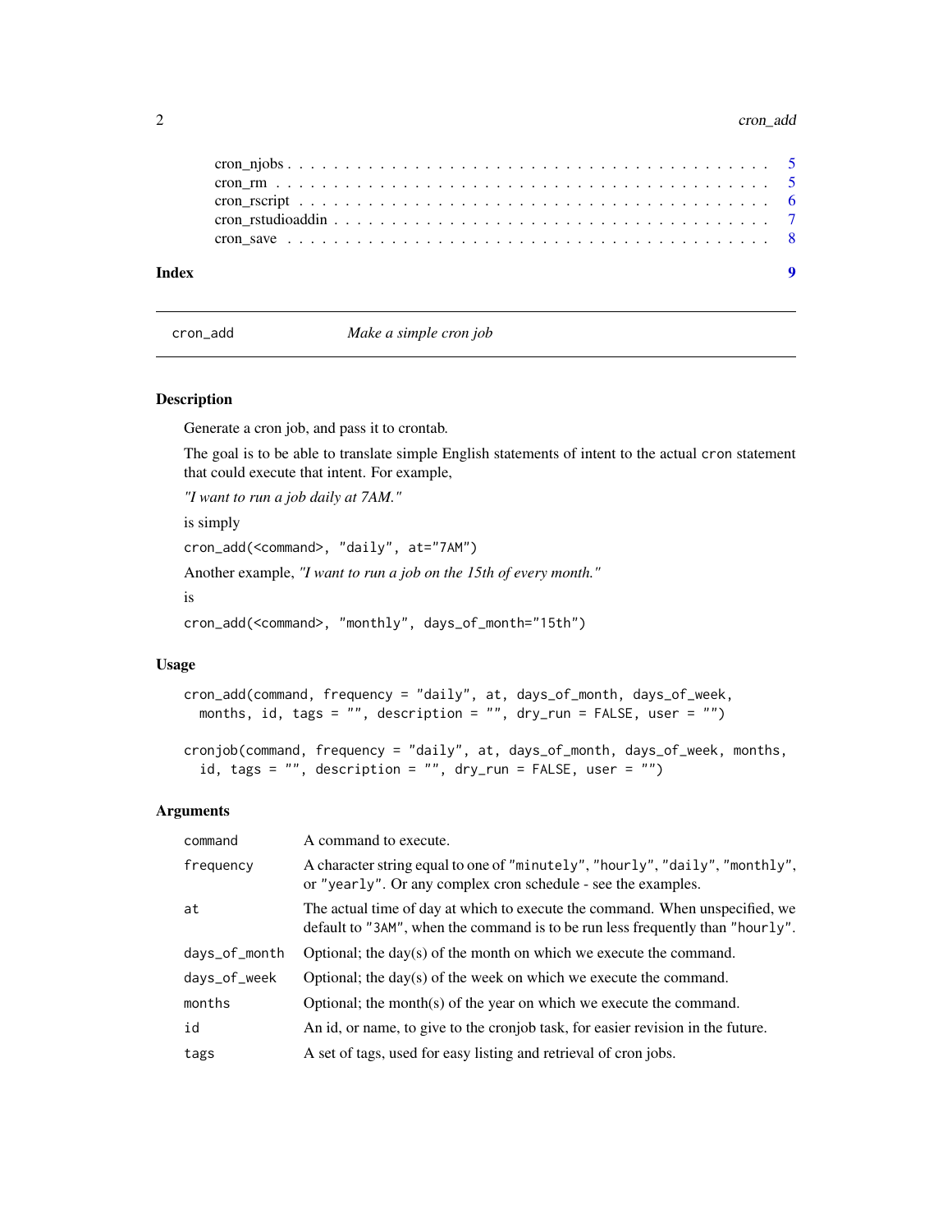| | |
|---|---|
| cron_njobs | 5 |
| cron_rm | 5 |
| cron_rscript | 6 |
| cron_rstudioaddin | 7 |
| cron_save | 8 |

**Index** **9**

---

`cron_add` *Make a simple cron job*

---

## Description

Generate a cron job, and pass it to crontab.

The goal is to be able to translate simple English statements of intent to the actual `cron` statement that could execute that intent. For example,

*"I want to run a job daily at 7AM."*

is simply

`cron_add(<command>, "daily", at="7AM")`

Another example, *"I want to run a job on the 15th of every month."*

is

`cron_add(<command>, "monthly", days_of_month="15th")`

## Usage

```
cron_add(command, frequency = "daily", at, days_of_month, days_of_week,
  months, id, tags = "", description = "", dry_run = FALSE, user = "")

cronjob(command, frequency = "daily", at, days_of_month, days_of_week, months,
  id, tags = "", description = "", dry_run = FALSE, user = "")
```

## Arguments

| | |
|---|---|
| `command` | A command to execute. |
| `frequency` | A character string equal to one of `"minutely"`, `"hourly"`, `"daily"`, `"monthly"`, or `"yearly"`. Or any complex cron schedule - see the examples. |
| `at` | The actual time of day at which to execute the command. When unspecified, we default to `"3AM"`, when the command is to be run less frequently than `"hourly"`. |
| `days_of_month` | Optional; the day(s) of the month on which we execute the command. |
| `days_of_week` | Optional; the day(s) of the week on which we execute the command. |
| `months` | Optional; the month(s) of the year on which we execute the command. |
| `id` | An id, or name, to give to the cronjob task, for easier revision in the future. |
| `tags` | A set of tags, used for easy listing and retrieval of cron jobs. |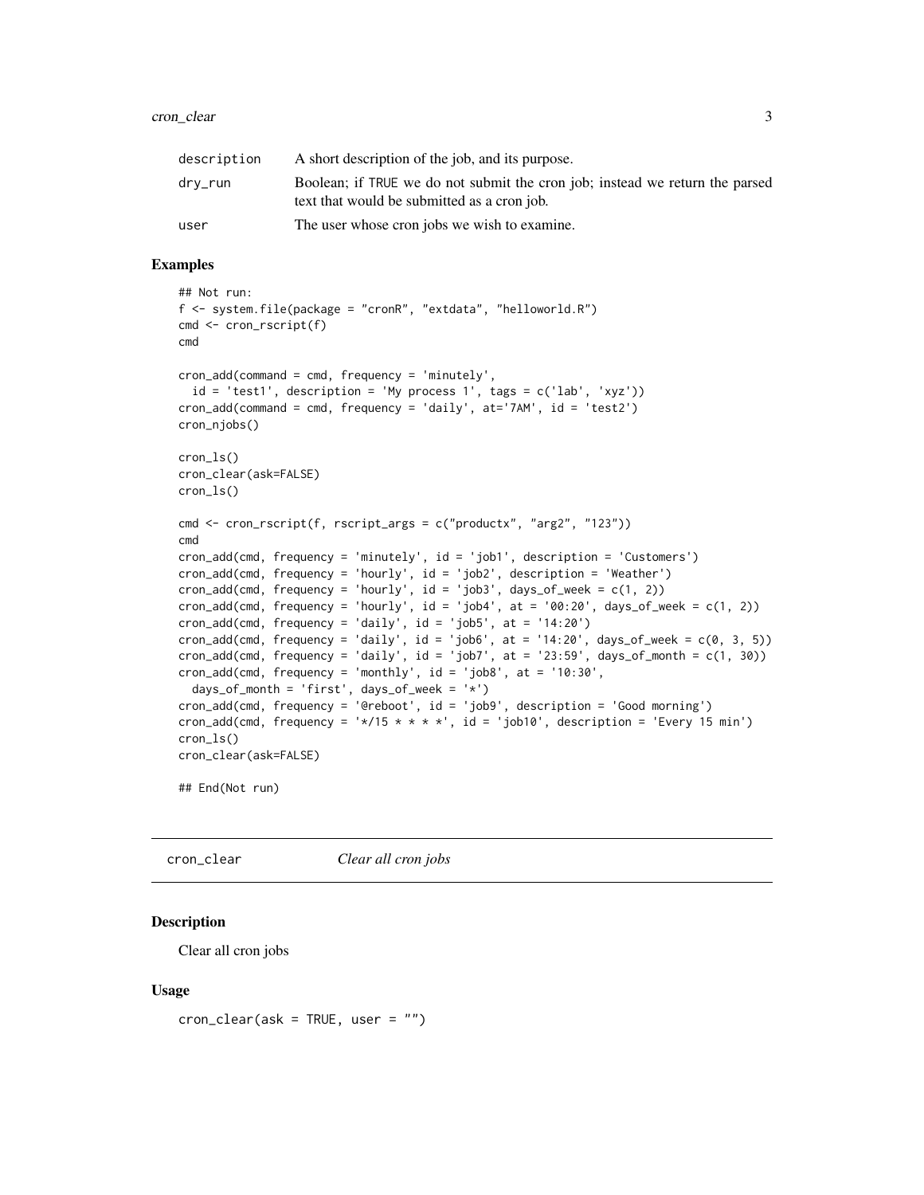| | |
|---|---|
| description | A short description of the job, and its purpose. |
| dry_run | Boolean; if TRUE we do not submit the cron job; instead we return the parsed text that would be submitted as a cron job. |
| user | The user whose cron jobs we wish to examine. |

### Examples

```
## Not run:
f <- system.file(package = "cronR", "extdata", "helloworld.R")
cmd <- cron_rscript(f)
cmd

cron_add(command = cmd, frequency = 'minutely',
  id = 'test1', description = 'My process 1', tags = c('lab', 'xyz'))
cron_add(command = cmd, frequency = 'daily', at='7AM', id = 'test2')
cron_njobs()

cron_ls()
cron_clear(ask=FALSE)
cron_ls()

cmd <- cron_rscript(f, rscript_args = c("productx", "arg2", "123"))
cmd
cron_add(cmd, frequency = 'minutely', id = 'job1', description = 'Customers')
cron_add(cmd, frequency = 'hourly', id = 'job2', description = 'Weather')
cron_add(cmd, frequency = 'hourly', id = 'job3', days_of_week = c(1, 2))
cron_add(cmd, frequency = 'hourly', id = 'job4', at = '00:20', days_of_week = c(1, 2))
cron_add(cmd, frequency = 'daily', id = 'job5', at = '14:20')
cron_add(cmd, frequency = 'daily', id = 'job6', at = '14:20', days_of_week = c(0, 3, 5))
cron_add(cmd, frequency = 'daily', id = 'job7', at = '23:59', days_of_month = c(1, 30))
cron_add(cmd, frequency = 'monthly', id = 'job8', at = '10:30',
  days_of_month = 'first', days_of_week = '*')
cron_add(cmd, frequency = '@reboot', id = 'job9', description = 'Good morning')
cron_add(cmd, frequency = '*/15 * * * *', id = 'job10', description = 'Every 15 min')
cron_ls()
cron_clear(ask=FALSE)

## End(Not run)
```

---

## cron_clear — *Clear all cron jobs*

### Description

Clear all cron jobs

### Usage

```
cron_clear(ask = TRUE, user = "")
```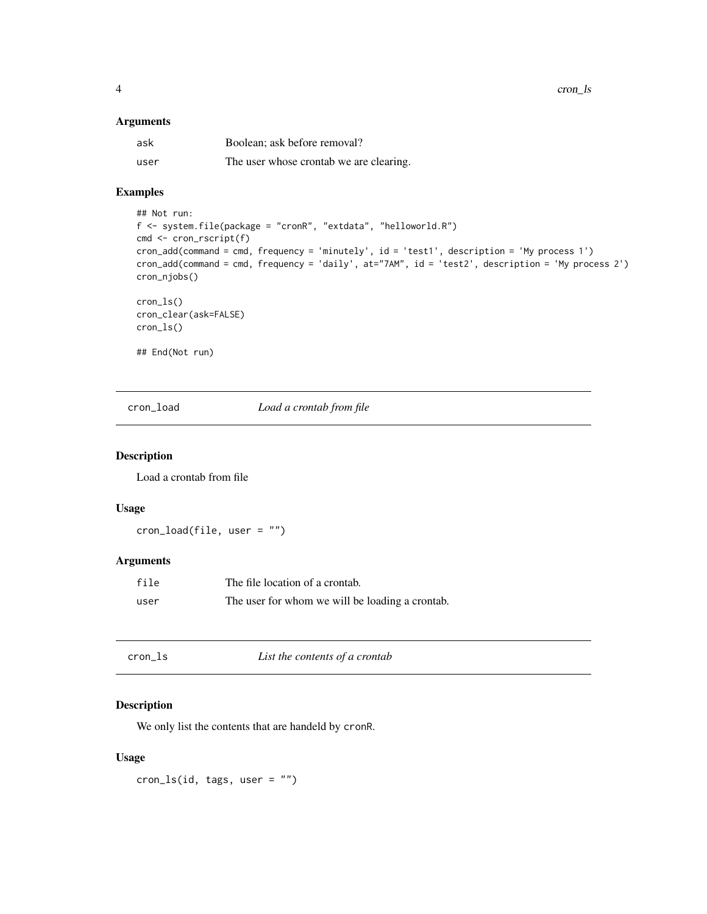### Arguments

| | |
|---|---|
| `ask` | Boolean; ask before removal? |
| `user` | The user whose crontab we are clearing. |

### Examples

```
## Not run:
f <- system.file(package = "cronR", "extdata", "helloworld.R")
cmd <- cron_rscript(f)
cron_add(command = cmd, frequency = 'minutely', id = 'test1', description = 'My process 1')
cron_add(command = cmd, frequency = 'daily', at="7AM", id = 'test2', description = 'My process 2')
cron_njobs()

cron_ls()
cron_clear(ask=FALSE)
cron_ls()

## End(Not run)
```

---

## `cron_load` *Load a crontab from file*

### Description

Load a crontab from file

### Usage

```
cron_load(file, user = "")
```

### Arguments

| | |
|---|---|
| `file` | The file location of a crontab. |
| `user` | The user for whom we will be loading a crontab. |

---

## `cron_ls` *List the contents of a crontab*

### Description

We only list the contents that are handeld by `cronR`.

### Usage

```
cron_ls(id, tags, user = "")
```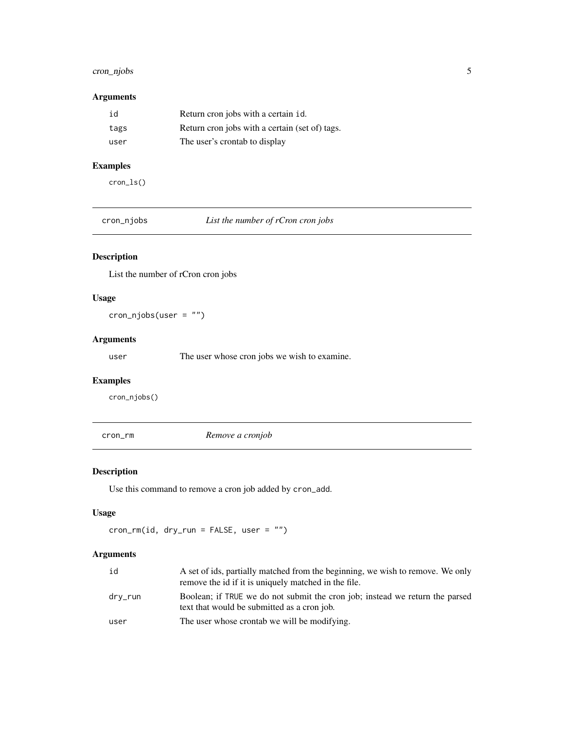### Arguments

| | |
|---|---|
| id | Return cron jobs with a certain `id`. |
| tags | Return cron jobs with a certain (set of) tags. |
| user | The user's crontab to display |

### Examples

```
cron_ls()
```

---

## cron_njobs — *List the number of rCron cron jobs*

### Description

List the number of rCron cron jobs

### Usage

```
cron_njobs(user = "")
```

### Arguments

| | |
|---|---|
| user | The user whose cron jobs we wish to examine. |

### Examples

```
cron_njobs()
```

---

## cron_rm — *Remove a cronjob*

### Description

Use this command to remove a cron job added by `cron_add`.

### Usage

```
cron_rm(id, dry_run = FALSE, user = "")
```

### Arguments

| | |
|---|---|
| id | A set of ids, partially matched from the beginning, we wish to remove. We only remove the id if it is uniquely matched in the file. |
| dry_run | Boolean; if `TRUE` we do not submit the cron job; instead we return the parsed text that would be submitted as a cron job. |
| user | The user whose crontab we will be modifying. |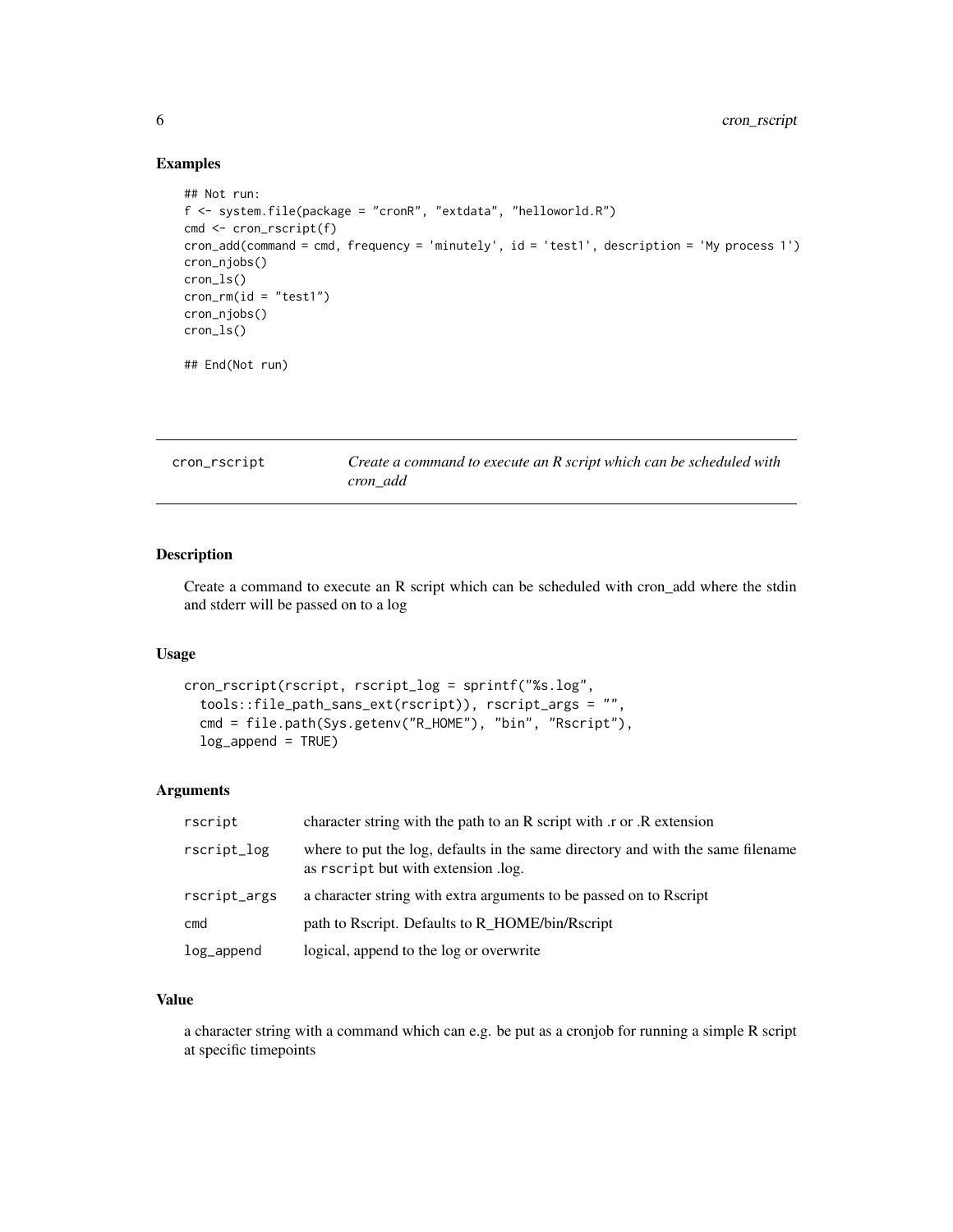## Examples

```
## Not run:
f <- system.file(package = "cronR", "extdata", "helloworld.R")
cmd <- cron_rscript(f)
cron_add(command = cmd, frequency = 'minutely', id = 'test1', description = 'My process 1')
cron_njobs()
cron_ls()
cron_rm(id = "test1")
cron_njobs()
cron_ls()

## End(Not run)
```

---

## cron_rscript — *Create a command to execute an R script which can be scheduled with cron_add*

---

### Description

Create a command to execute an R script which can be scheduled with cron_add where the stdin and stderr will be passed on to a log

### Usage

```
cron_rscript(rscript, rscript_log = sprintf("%s.log",
  tools::file_path_sans_ext(rscript)), rscript_args = "",
  cmd = file.path(Sys.getenv("R_HOME"), "bin", "Rscript"),
  log_append = TRUE)
```

### Arguments

| | |
|---|---|
| rscript | character string with the path to an R script with .r or .R extension |
| rscript_log | where to put the log, defaults in the same directory and with the same filename as `rscript` but with extension .log. |
| rscript_args | a character string with extra arguments to be passed on to Rscript |
| cmd | path to Rscript. Defaults to R_HOME/bin/Rscript |
| log_append | logical, append to the log or overwrite |

### Value

a character string with a command which can e.g. be put as a cronjob for running a simple R script at specific timepoints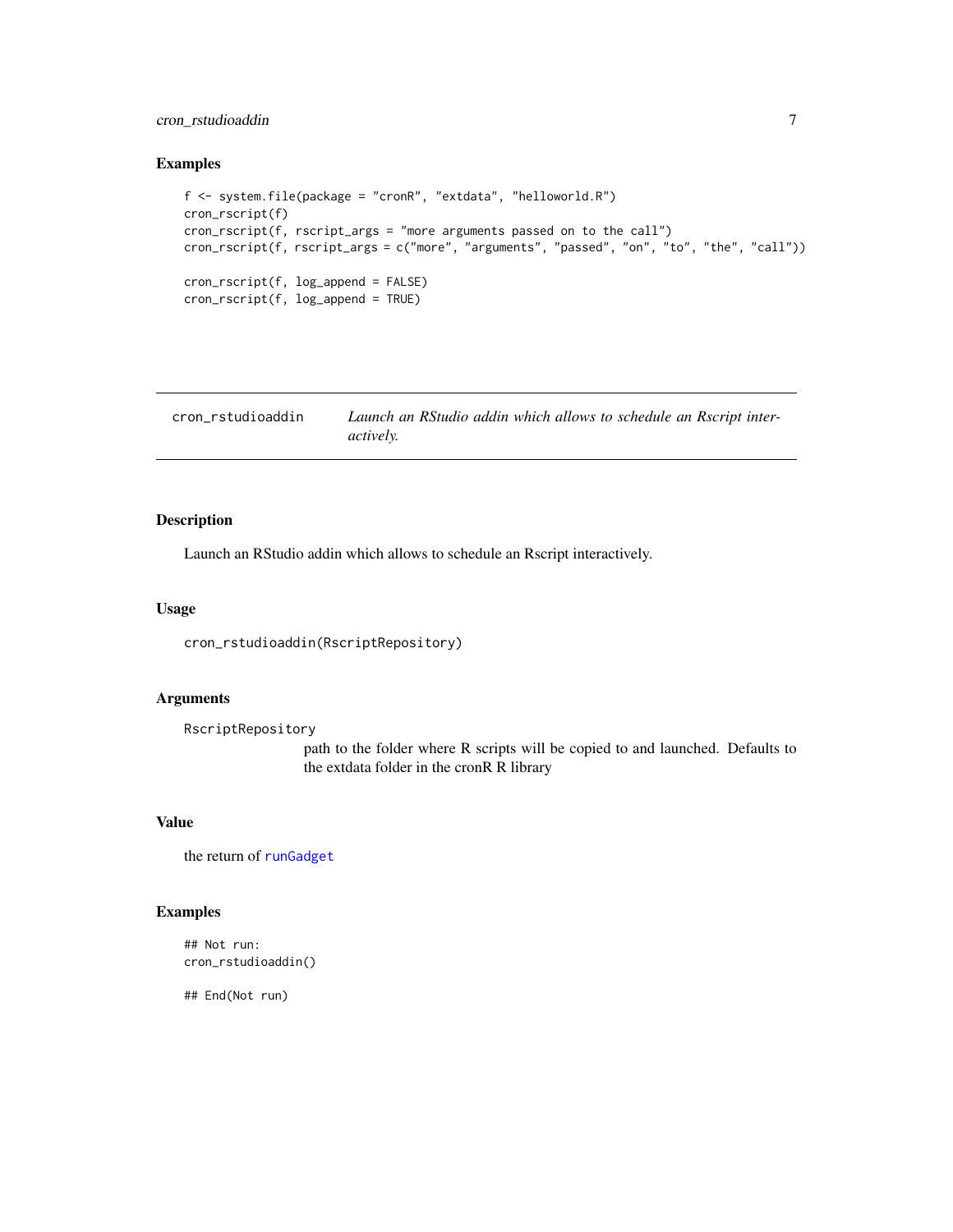### Examples

```
f <- system.file(package = "cronR", "extdata", "helloworld.R")
cron_rscript(f)
cron_rscript(f, rscript_args = "more arguments passed on to the call")
cron_rscript(f, rscript_args = c("more", "arguments", "passed", "on", "to", "the", "call"))

cron_rscript(f, log_append = FALSE)
cron_rscript(f, log_append = TRUE)
```

---

## cron_rstudioaddin — *Launch an RStudio addin which allows to schedule an Rscript interactively.*

---

### Description

Launch an RStudio addin which allows to schedule an Rscript interactively.

### Usage

```
cron_rstudioaddin(RscriptRepository)
```

### Arguments

`RscriptRepository`
: path to the folder where R scripts will be copied to and launched. Defaults to the extdata folder in the cronR R library

### Value

the return of `runGadget`

### Examples

```
## Not run:
cron_rstudioaddin()

## End(Not run)
```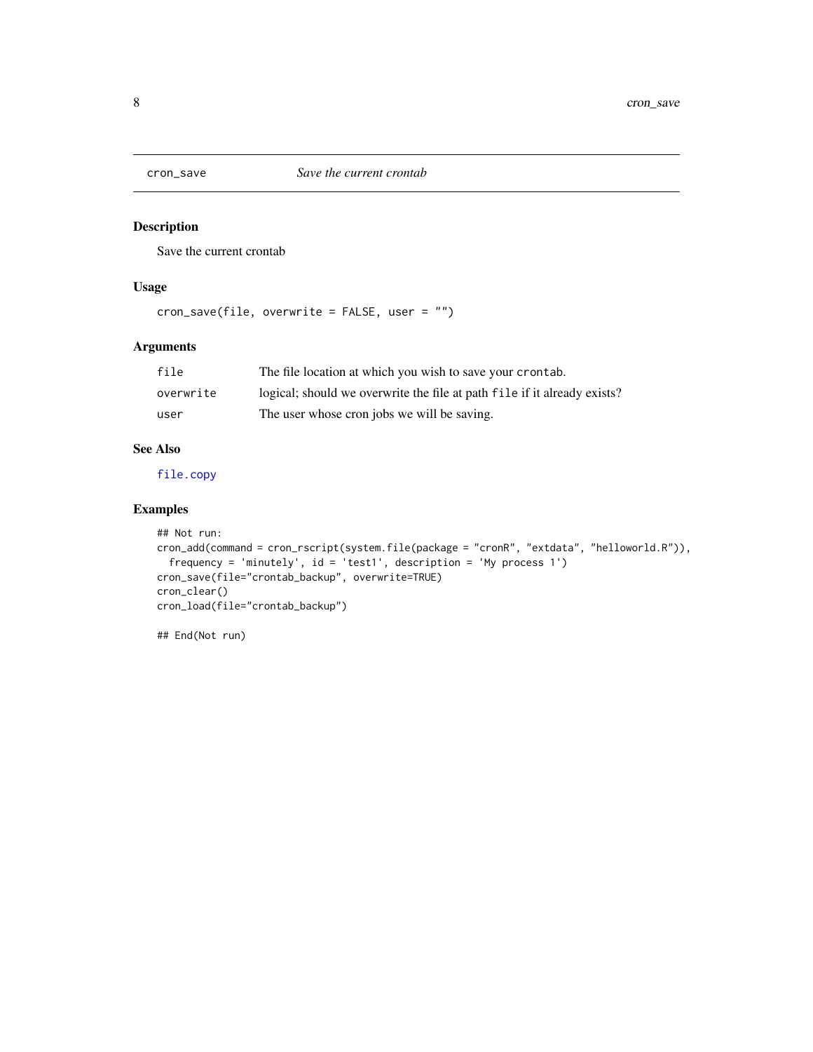## cron_save — *Save the current crontab*

### Description

Save the current crontab

### Usage

```
cron_save(file, overwrite = FALSE, user = "")
```

### Arguments

| | |
|---|---|
| file | The file location at which you wish to save your `crontab`. |
| overwrite | logical; should we overwrite the file at path `file` if it already exists? |
| user | The user whose cron jobs we will be saving. |

### See Also

file.copy

### Examples

```
## Not run:
cron_add(command = cron_rscript(system.file(package = "cronR", "extdata", "helloworld.R")),
  frequency = 'minutely', id = 'test1', description = 'My process 1')
cron_save(file="crontab_backup", overwrite=TRUE)
cron_clear()
cron_load(file="crontab_backup")

## End(Not run)
```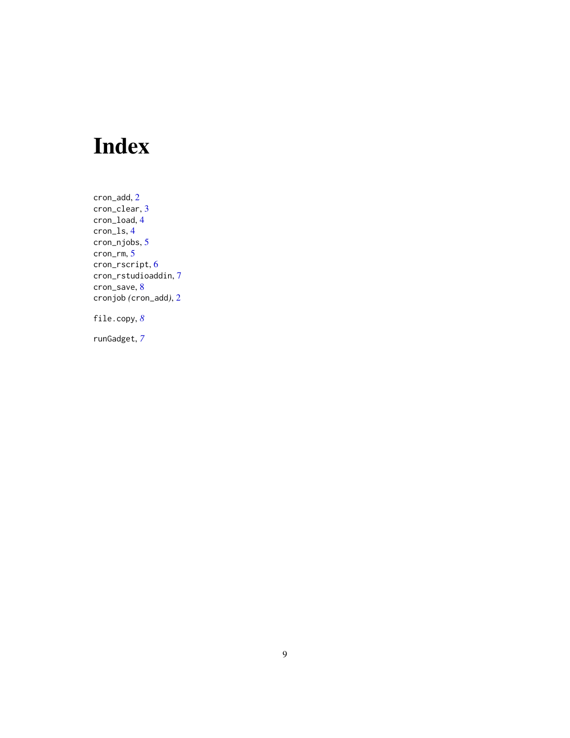# Index

cron_add, 2
cron_clear, 3
cron_load, 4
cron_ls, 4
cron_njobs, 5
cron_rm, 5
cron_rscript, 6
cron_rstudioaddin, 7
cron_save, 8
cronjob (cron_add), 2

file.copy, *8*

runGadget, *7*